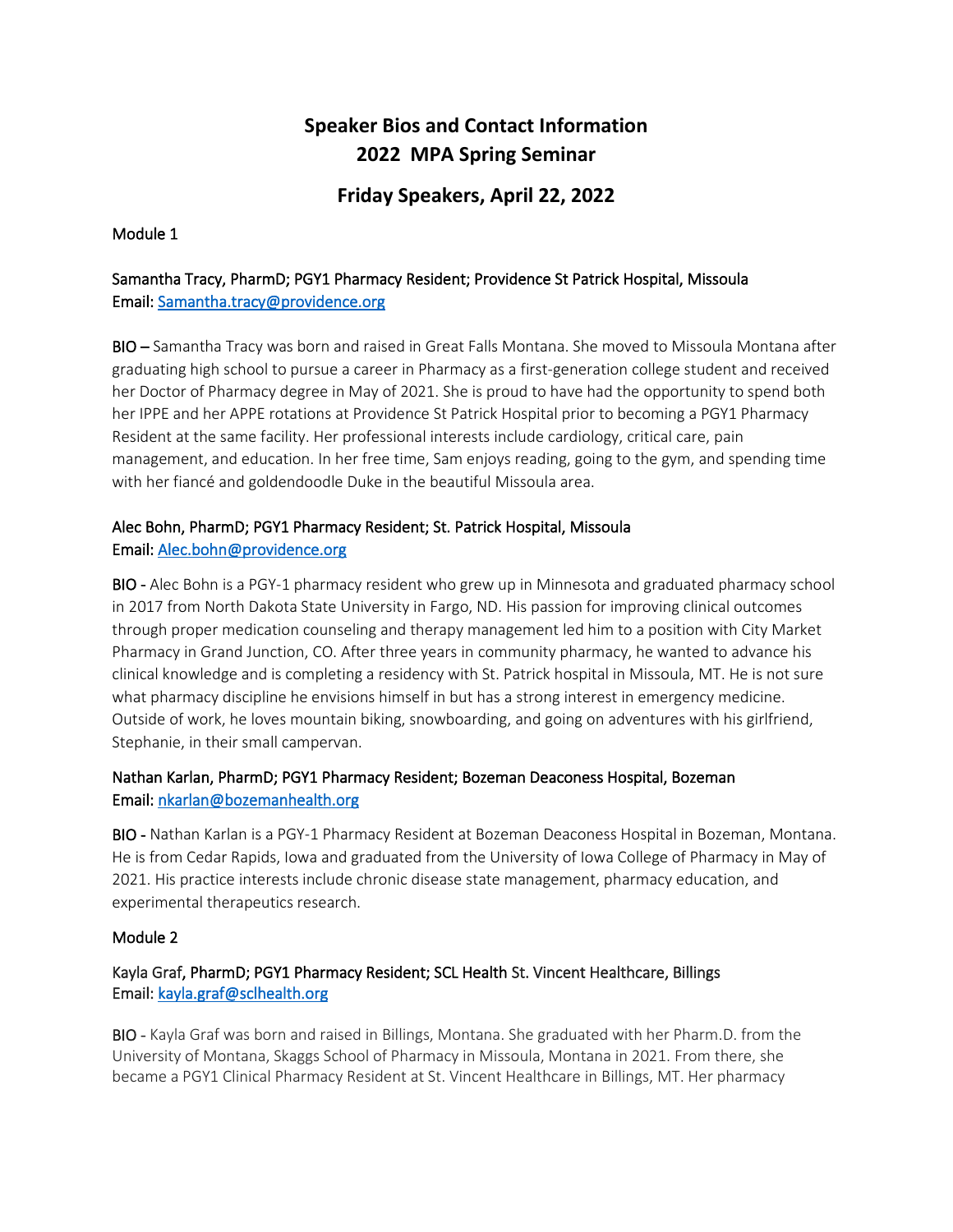# Speaker Bios and Contact Information
# 2022 MPA Spring Seminar

## Friday Speakers, April 22, 2022

### Module 1

**Samantha Tracy, PharmD; PGY1 Pharmacy Resident; Providence St Patrick Hospital, Missoula**
Email: Samantha.tracy@providence.org

**BIO –** Samantha Tracy was born and raised in Great Falls Montana. She moved to Missoula Montana after graduating high school to pursue a career in Pharmacy as a first-generation college student and received her Doctor of Pharmacy degree in May of 2021. She is proud to have had the opportunity to spend both her IPPE and her APPE rotations at Providence St Patrick Hospital prior to becoming a PGY1 Pharmacy Resident at the same facility. Her professional interests include cardiology, critical care, pain management, and education. In her free time, Sam enjoys reading, going to the gym, and spending time with her fiancé and goldendoodle Duke in the beautiful Missoula area.

**Alec Bohn, PharmD; PGY1 Pharmacy Resident; St. Patrick Hospital, Missoula**
Email: Alec.bohn@providence.org

**BIO -** Alec Bohn is a PGY-1 pharmacy resident who grew up in Minnesota and graduated pharmacy school in 2017 from North Dakota State University in Fargo, ND. His passion for improving clinical outcomes through proper medication counseling and therapy management led him to a position with City Market Pharmacy in Grand Junction, CO. After three years in community pharmacy, he wanted to advance his clinical knowledge and is completing a residency with St. Patrick hospital in Missoula, MT. He is not sure what pharmacy discipline he envisions himself in but has a strong interest in emergency medicine. Outside of work, he loves mountain biking, snowboarding, and going on adventures with his girlfriend, Stephanie, in their small campervan.

**Nathan Karlan, PharmD; PGY1 Pharmacy Resident; Bozeman Deaconess Hospital, Bozeman**
Email: nkarlan@bozemanhealth.org

**BIO -** Nathan Karlan is a PGY-1 Pharmacy Resident at Bozeman Deaconess Hospital in Bozeman, Montana. He is from Cedar Rapids, Iowa and graduated from the University of Iowa College of Pharmacy in May of 2021. His practice interests include chronic disease state management, pharmacy education, and experimental therapeutics research.

### Module 2

**Kayla Graf, PharmD; PGY1 Pharmacy Resident; SCL Health St. Vincent Healthcare, Billings**
Email: kayla.graf@sclhealth.org

**BIO -** Kayla Graf was born and raised in Billings, Montana. She graduated with her Pharm.D. from the University of Montana, Skaggs School of Pharmacy in Missoula, Montana in 2021. From there, she became a PGY1 Clinical Pharmacy Resident at St. Vincent Healthcare in Billings, MT. Her pharmacy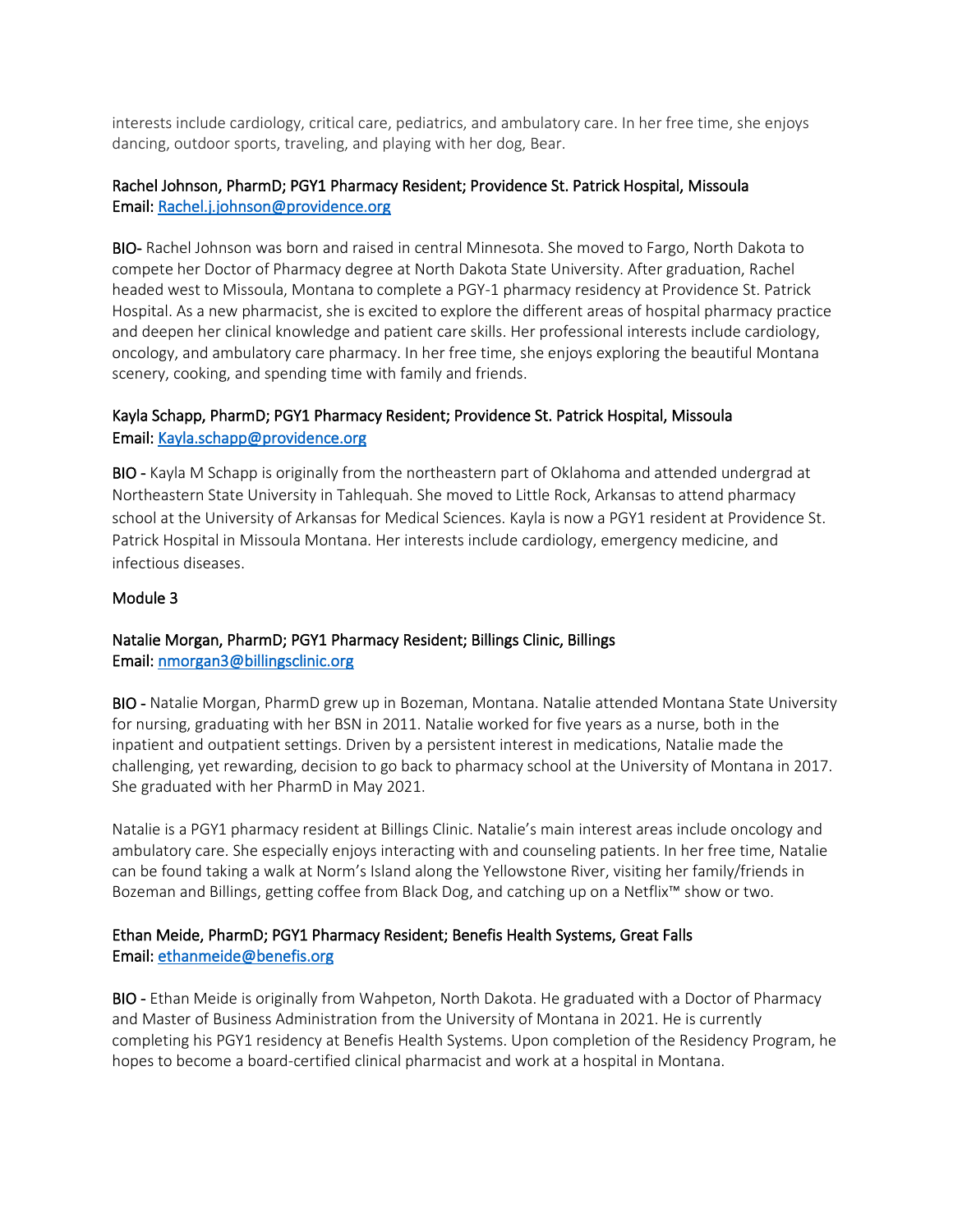interests include cardiology, critical care, pediatrics, and ambulatory care. In her free time, she enjoys dancing, outdoor sports, traveling, and playing with her dog, Bear.

Rachel Johnson, PharmD; PGY1 Pharmacy Resident; Providence St. Patrick Hospital, Missoula
Email: [Rachel.j.johnson@providence.org](mailto:Rachel.j.johnson@providence.org)

BIO- Rachel Johnson was born and raised in central Minnesota. She moved to Fargo, North Dakota to compete her Doctor of Pharmacy degree at North Dakota State University. After graduation, Rachel headed west to Missoula, Montana to complete a PGY-1 pharmacy residency at Providence St. Patrick Hospital. As a new pharmacist, she is excited to explore the different areas of hospital pharmacy practice and deepen her clinical knowledge and patient care skills. Her professional interests include cardiology, oncology, and ambulatory care pharmacy. In her free time, she enjoys exploring the beautiful Montana scenery, cooking, and spending time with family and friends.

Kayla Schapp, PharmD; PGY1 Pharmacy Resident; Providence St. Patrick Hospital, Missoula
Email: [Kayla.schapp@providence.org](mailto:Kayla.schapp@providence.org)

BIO - Kayla M Schapp is originally from the northeastern part of Oklahoma and attended undergrad at Northeastern State University in Tahlequah. She moved to Little Rock, Arkansas to attend pharmacy school at the University of Arkansas for Medical Sciences. Kayla is now a PGY1 resident at Providence St. Patrick Hospital in Missoula Montana. Her interests include cardiology, emergency medicine, and infectious diseases.

## Module 3

Natalie Morgan, PharmD; PGY1 Pharmacy Resident; Billings Clinic, Billings
Email: [nmorgan3@billingsclinic.org](mailto:nmorgan3@billingsclinic.org)

BIO - Natalie Morgan, PharmD grew up in Bozeman, Montana. Natalie attended Montana State University for nursing, graduating with her BSN in 2011. Natalie worked for five years as a nurse, both in the inpatient and outpatient settings. Driven by a persistent interest in medications, Natalie made the challenging, yet rewarding, decision to go back to pharmacy school at the University of Montana in 2017. She graduated with her PharmD in May 2021.

Natalie is a PGY1 pharmacy resident at Billings Clinic. Natalie's main interest areas include oncology and ambulatory care. She especially enjoys interacting with and counseling patients. In her free time, Natalie can be found taking a walk at Norm's Island along the Yellowstone River, visiting her family/friends in Bozeman and Billings, getting coffee from Black Dog, and catching up on a Netflix™ show or two.

Ethan Meide, PharmD; PGY1 Pharmacy Resident; Benefis Health Systems, Great Falls
Email: [ethanmeide@benefis.org](mailto:ethanmeide@benefis.org)

BIO - Ethan Meide is originally from Wahpeton, North Dakota. He graduated with a Doctor of Pharmacy and Master of Business Administration from the University of Montana in 2021. He is currently completing his PGY1 residency at Benefis Health Systems. Upon completion of the Residency Program, he hopes to become a board-certified clinical pharmacist and work at a hospital in Montana.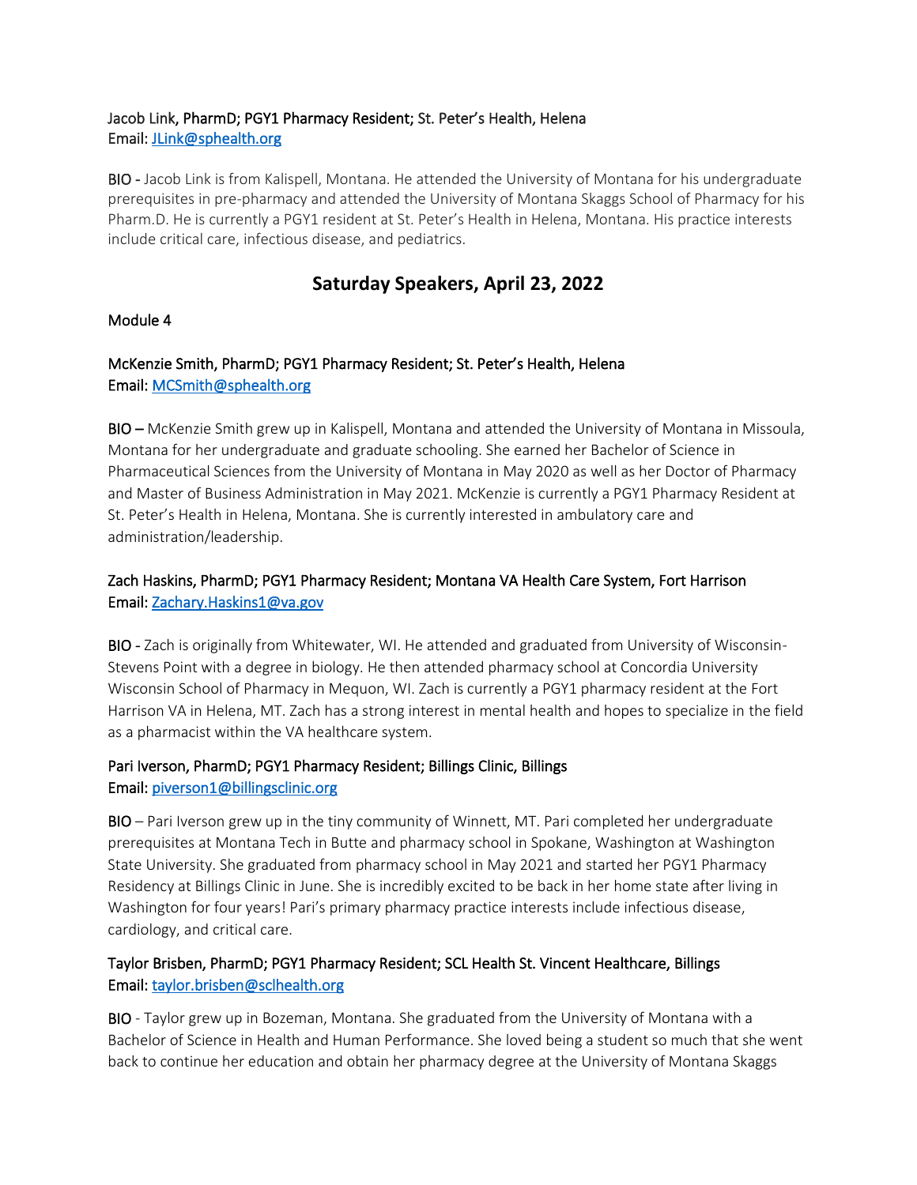Jacob Link, PharmD; PGY1 Pharmacy Resident; St. Peter's Health, Helena
Email: JLink@sphealth.org

BIO - Jacob Link is from Kalispell, Montana. He attended the University of Montana for his undergraduate prerequisites in pre-pharmacy and attended the University of Montana Skaggs School of Pharmacy for his Pharm.D. He is currently a PGY1 resident at St. Peter's Health in Helena, Montana. His practice interests include critical care, infectious disease, and pediatrics.

## Saturday Speakers, April 23, 2022

Module 4

McKenzie Smith, PharmD; PGY1 Pharmacy Resident; St. Peter's Health, Helena
Email: MCSmith@sphealth.org

BIO – McKenzie Smith grew up in Kalispell, Montana and attended the University of Montana in Missoula, Montana for her undergraduate and graduate schooling. She earned her Bachelor of Science in Pharmaceutical Sciences from the University of Montana in May 2020 as well as her Doctor of Pharmacy and Master of Business Administration in May 2021. McKenzie is currently a PGY1 Pharmacy Resident at St. Peter's Health in Helena, Montana. She is currently interested in ambulatory care and administration/leadership.

Zach Haskins, PharmD; PGY1 Pharmacy Resident; Montana VA Health Care System, Fort Harrison
Email: Zachary.Haskins1@va.gov

BIO - Zach is originally from Whitewater, WI. He attended and graduated from University of Wisconsin-Stevens Point with a degree in biology. He then attended pharmacy school at Concordia University Wisconsin School of Pharmacy in Mequon, WI. Zach is currently a PGY1 pharmacy resident at the Fort Harrison VA in Helena, MT. Zach has a strong interest in mental health and hopes to specialize in the field as a pharmacist within the VA healthcare system.

Pari Iverson, PharmD; PGY1 Pharmacy Resident; Billings Clinic, Billings
Email: piverson1@billingsclinic.org

BIO – Pari Iverson grew up in the tiny community of Winnett, MT. Pari completed her undergraduate prerequisites at Montana Tech in Butte and pharmacy school in Spokane, Washington at Washington State University. She graduated from pharmacy school in May 2021 and started her PGY1 Pharmacy Residency at Billings Clinic in June. She is incredibly excited to be back in her home state after living in Washington for four years! Pari's primary pharmacy practice interests include infectious disease, cardiology, and critical care.

Taylor Brisben, PharmD; PGY1 Pharmacy Resident; SCL Health St. Vincent Healthcare, Billings
Email: taylor.brisben@sclhealth.org

BIO - Taylor grew up in Bozeman, Montana. She graduated from the University of Montana with a Bachelor of Science in Health and Human Performance. She loved being a student so much that she went back to continue her education and obtain her pharmacy degree at the University of Montana Skaggs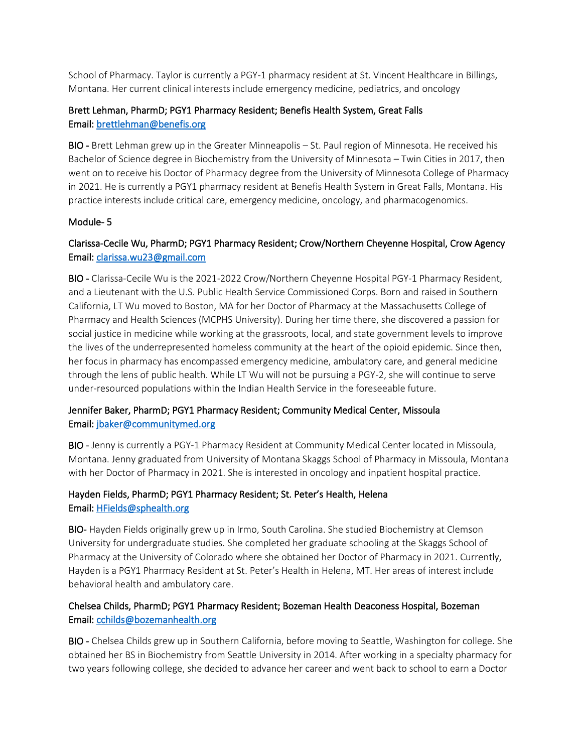School of Pharmacy. Taylor is currently a PGY-1 pharmacy resident at St. Vincent Healthcare in Billings, Montana. Her current clinical interests include emergency medicine, pediatrics, and oncology

**Brett Lehman, PharmD; PGY1 Pharmacy Resident; Benefis Health System, Great Falls**
**Email: brettlehman@benefis.org**

**BIO -** Brett Lehman grew up in the Greater Minneapolis – St. Paul region of Minnesota. He received his Bachelor of Science degree in Biochemistry from the University of Minnesota – Twin Cities in 2017, then went on to receive his Doctor of Pharmacy degree from the University of Minnesota College of Pharmacy in 2021. He is currently a PGY1 pharmacy resident at Benefis Health System in Great Falls, Montana. His practice interests include critical care, emergency medicine, oncology, and pharmacogenomics.

## Module- 5

**Clarissa-Cecile Wu, PharmD; PGY1 Pharmacy Resident; Crow/Northern Cheyenne Hospital, Crow Agency**
**Email: clarissa.wu23@gmail.com**

**BIO -** Clarissa-Cecile Wu is the 2021-2022 Crow/Northern Cheyenne Hospital PGY-1 Pharmacy Resident, and a Lieutenant with the U.S. Public Health Service Commissioned Corps. Born and raised in Southern California, LT Wu moved to Boston, MA for her Doctor of Pharmacy at the Massachusetts College of Pharmacy and Health Sciences (MCPHS University). During her time there, she discovered a passion for social justice in medicine while working at the grassroots, local, and state government levels to improve the lives of the underrepresented homeless community at the heart of the opioid epidemic. Since then, her focus in pharmacy has encompassed emergency medicine, ambulatory care, and general medicine through the lens of public health. While LT Wu will not be pursuing a PGY-2, she will continue to serve under-resourced populations within the Indian Health Service in the foreseeable future.

**Jennifer Baker, PharmD; PGY1 Pharmacy Resident; Community Medical Center, Missoula**
**Email: jbaker@communitymed.org**

**BIO -** Jenny is currently a PGY-1 Pharmacy Resident at Community Medical Center located in Missoula, Montana. Jenny graduated from University of Montana Skaggs School of Pharmacy in Missoula, Montana with her Doctor of Pharmacy in 2021. She is interested in oncology and inpatient hospital practice.

**Hayden Fields, PharmD; PGY1 Pharmacy Resident; St. Peter's Health, Helena**
**Email: HFields@sphealth.org**

**BIO-** Hayden Fields originally grew up in Irmo, South Carolina. She studied Biochemistry at Clemson University for undergraduate studies. She completed her graduate schooling at the Skaggs School of Pharmacy at the University of Colorado where she obtained her Doctor of Pharmacy in 2021. Currently, Hayden is a PGY1 Pharmacy Resident at St. Peter's Health in Helena, MT. Her areas of interest include behavioral health and ambulatory care.

**Chelsea Childs, PharmD; PGY1 Pharmacy Resident; Bozeman Health Deaconess Hospital, Bozeman**
**Email: cchilds@bozemanhealth.org**

**BIO -** Chelsea Childs grew up in Southern California, before moving to Seattle, Washington for college. She obtained her BS in Biochemistry from Seattle University in 2014. After working in a specialty pharmacy for two years following college, she decided to advance her career and went back to school to earn a Doctor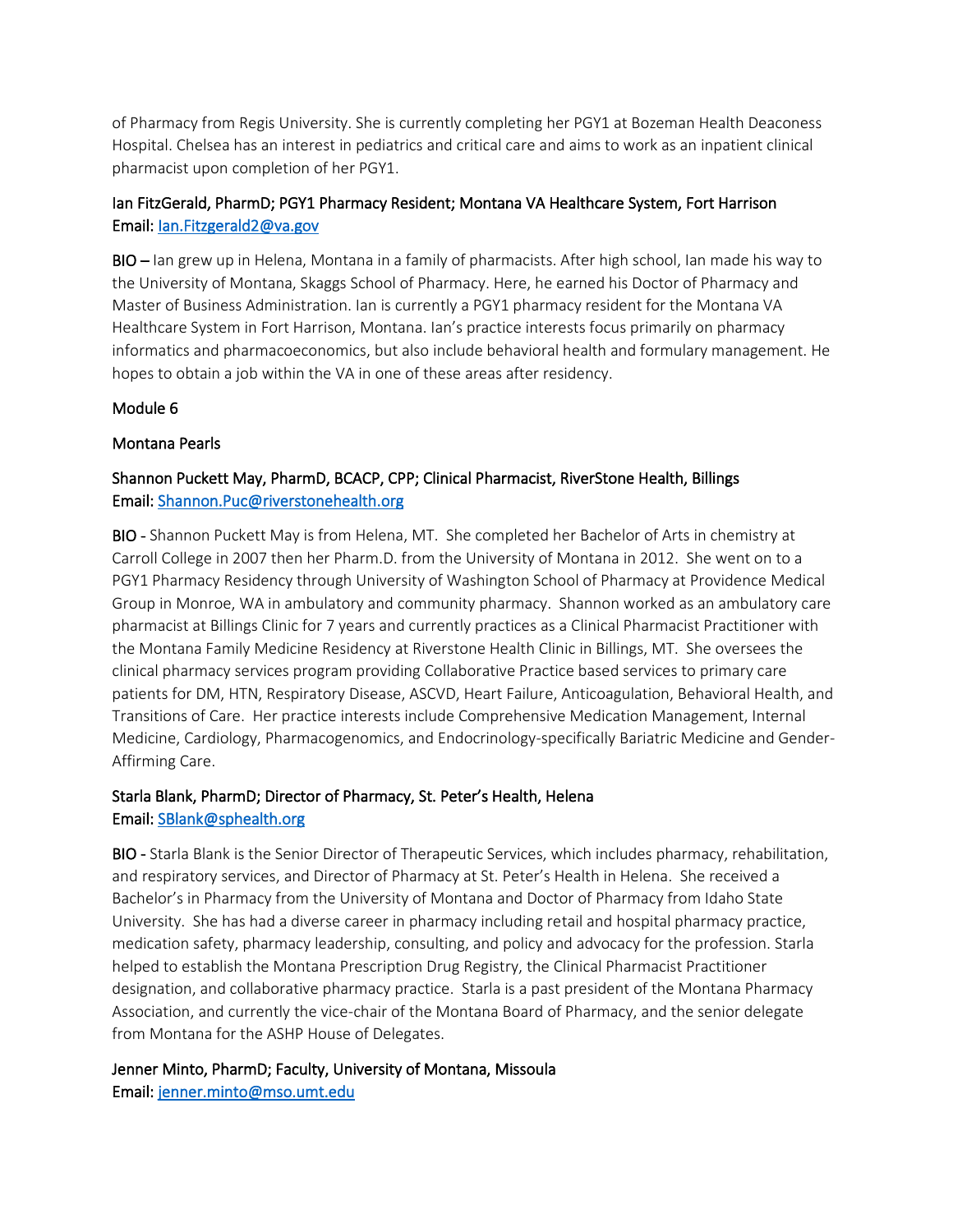of Pharmacy from Regis University. She is currently completing her PGY1 at Bozeman Health Deaconess Hospital. Chelsea has an interest in pediatrics and critical care and aims to work as an inpatient clinical pharmacist upon completion of her PGY1.

Ian FitzGerald, PharmD; PGY1 Pharmacy Resident; Montana VA Healthcare System, Fort Harrison
Email: Ian.Fitzgerald2@va.gov

**BIO –** Ian grew up in Helena, Montana in a family of pharmacists. After high school, Ian made his way to the University of Montana, Skaggs School of Pharmacy. Here, he earned his Doctor of Pharmacy and Master of Business Administration. Ian is currently a PGY1 pharmacy resident for the Montana VA Healthcare System in Fort Harrison, Montana. Ian's practice interests focus primarily on pharmacy informatics and pharmacoeconomics, but also include behavioral health and formulary management. He hopes to obtain a job within the VA in one of these areas after residency.

## Module 6

## Montana Pearls

Shannon Puckett May, PharmD, BCACP, CPP; Clinical Pharmacist, RiverStone Health, Billings
Email: Shannon.Puc@riverstonehealth.org

**BIO -** Shannon Puckett May is from Helena, MT. She completed her Bachelor of Arts in chemistry at Carroll College in 2007 then her Pharm.D. from the University of Montana in 2012. She went on to a PGY1 Pharmacy Residency through University of Washington School of Pharmacy at Providence Medical Group in Monroe, WA in ambulatory and community pharmacy. Shannon worked as an ambulatory care pharmacist at Billings Clinic for 7 years and currently practices as a Clinical Pharmacist Practitioner with the Montana Family Medicine Residency at Riverstone Health Clinic in Billings, MT. She oversees the clinical pharmacy services program providing Collaborative Practice based services to primary care patients for DM, HTN, Respiratory Disease, ASCVD, Heart Failure, Anticoagulation, Behavioral Health, and Transitions of Care. Her practice interests include Comprehensive Medication Management, Internal Medicine, Cardiology, Pharmacogenomics, and Endocrinology-specifically Bariatric Medicine and Gender-Affirming Care.

Starla Blank, PharmD; Director of Pharmacy, St. Peter's Health, Helena
Email: SBlank@sphealth.org

**BIO -** Starla Blank is the Senior Director of Therapeutic Services, which includes pharmacy, rehabilitation, and respiratory services, and Director of Pharmacy at St. Peter's Health in Helena. She received a Bachelor's in Pharmacy from the University of Montana and Doctor of Pharmacy from Idaho State University. She has had a diverse career in pharmacy including retail and hospital pharmacy practice, medication safety, pharmacy leadership, consulting, and policy and advocacy for the profession. Starla helped to establish the Montana Prescription Drug Registry, the Clinical Pharmacist Practitioner designation, and collaborative pharmacy practice. Starla is a past president of the Montana Pharmacy Association, and currently the vice-chair of the Montana Board of Pharmacy, and the senior delegate from Montana for the ASHP House of Delegates.

Jenner Minto, PharmD; Faculty, University of Montana, Missoula
Email: jenner.minto@mso.umt.edu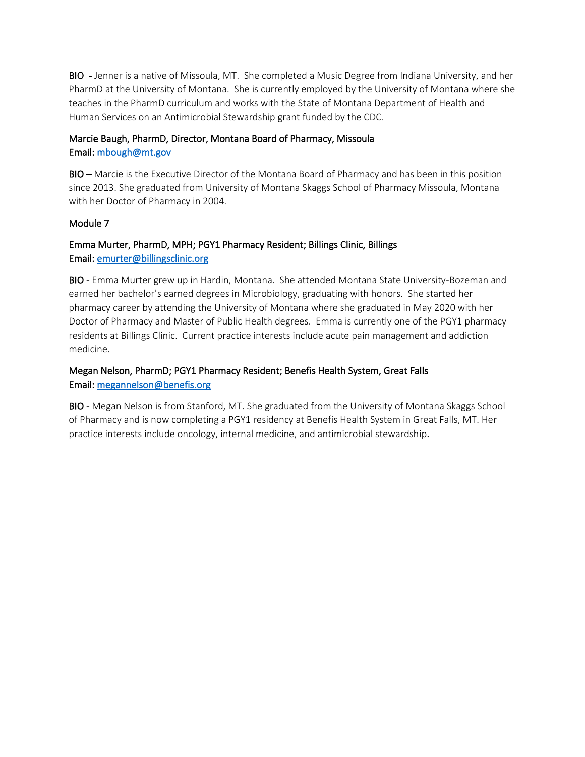**BIO -** Jenner is a native of Missoula, MT. She completed a Music Degree from Indiana University, and her PharmD at the University of Montana. She is currently employed by the University of Montana where she teaches in the PharmD curriculum and works with the State of Montana Department of Health and Human Services on an Antimicrobial Stewardship grant funded by the CDC.

**Marcie Baugh, PharmD, Director, Montana Board of Pharmacy, Missoula**
**Email:** mbough@mt.gov

**BIO –** Marcie is the Executive Director of the Montana Board of Pharmacy and has been in this position since 2013. She graduated from University of Montana Skaggs School of Pharmacy Missoula, Montana with her Doctor of Pharmacy in 2004.

**Module 7**

**Emma Murter, PharmD, MPH; PGY1 Pharmacy Resident; Billings Clinic, Billings**
**Email:** emurter@billingsclinic.org

**BIO -** Emma Murter grew up in Hardin, Montana. She attended Montana State University-Bozeman and earned her bachelor's earned degrees in Microbiology, graduating with honors. She started her pharmacy career by attending the University of Montana where she graduated in May 2020 with her Doctor of Pharmacy and Master of Public Health degrees. Emma is currently one of the PGY1 pharmacy residents at Billings Clinic. Current practice interests include acute pain management and addiction medicine.

**Megan Nelson, PharmD; PGY1 Pharmacy Resident; Benefis Health System, Great Falls**
**Email:** megannelson@benefis.org

**BIO -** Megan Nelson is from Stanford, MT. She graduated from the University of Montana Skaggs School of Pharmacy and is now completing a PGY1 residency at Benefis Health System in Great Falls, MT. Her practice interests include oncology, internal medicine, and antimicrobial stewardship.